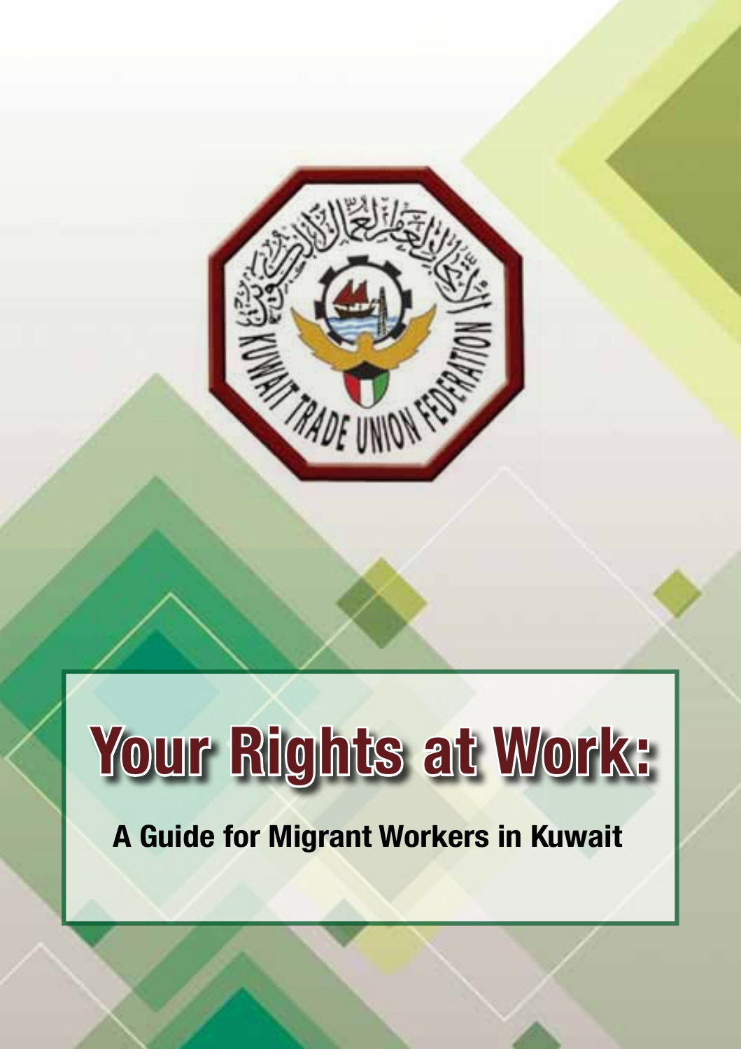# Your Rights at Work:

## A Guide for Migrant Workers in Kuwait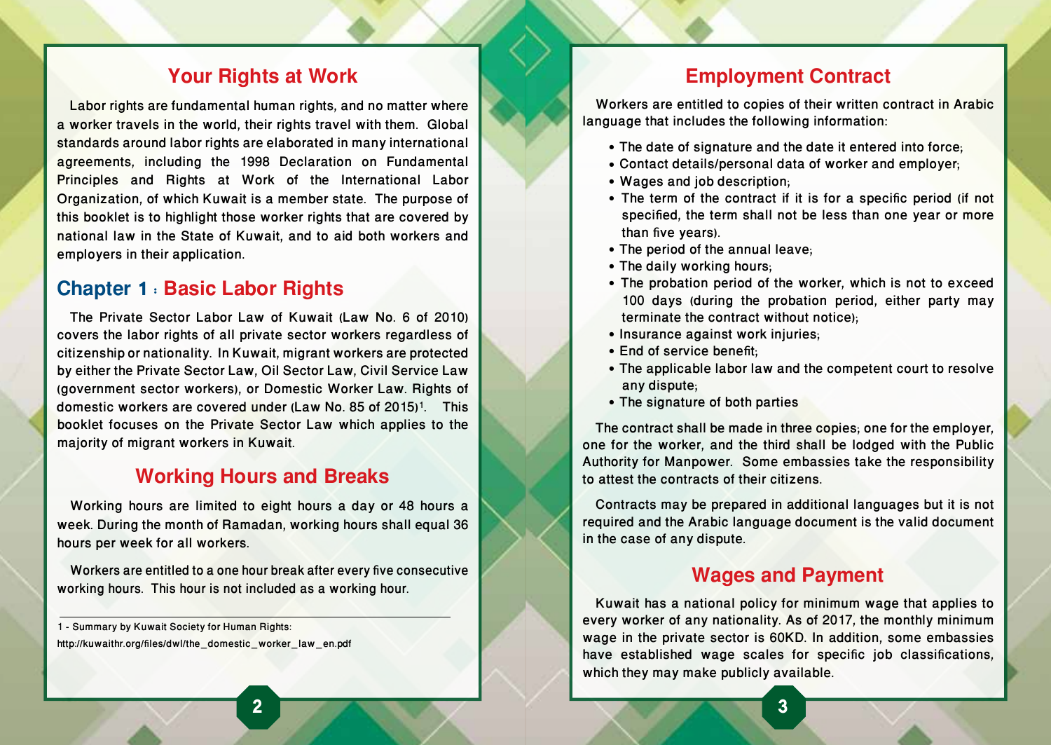# Your Rights at Work

Labor rights are fundamental human rights, and no matter where a worker travels in the world, their rights travel with them. Global standards around labor rights are elaborated in many international agreements, including the 1998 Declaration on Fundamental Principles and Rights at Work of the International Labor Organization, of which Kuwait is a member state. The purpose of this booklet is to highlight those worker rights that are covered by national law in the State of Kuwait, and to aid both workers and employers in their application.

## Chapter 1 : Basic Labor Rights

The Private Sector Labor Law of Kuwait (Law No. 6 of 2010) covers the labor rights of all private sector workers regardless of citizenship or nationality. In Kuwait, migrant workers are protected by either the Private Sector Law, Oil Sector Law, Civil Service Law (government sector workers), or Domestic Worker Law. Rights of domestic workers are covered under (Law No. 85 of 2015)[1]. This booklet focuses on the Private Sector Law which applies to the majority of migrant workers in Kuwait.

## Working Hours and Breaks

Working hours are limited to eight hours a day or 48 hours a week. During the month of Ramadan, working hours shall equal 36 hours per week for all workers.

Workers are entitled to a one hour break after every five consecutive working hours. This hour is not included as a working hour.

1 - Summary by Kuwait Society for Human Rights: http://kuwaithr.org/files/dwl/the_domestic_worker_law_en.pdf

## Employment Contract

Workers are entitled to copies of their written contract in Arabic language that includes the following information:

- The date of signature and the date it entered into force;
- Contact details/personal data of worker and employer;
- Wages and job description;
- The term of the contract if it is for a specific period (if not specified, the term shall not be less than one year or more than five years).
- The period of the annual leave;
- The daily working hours;
- The probation period of the worker, which is not to exceed 100 days (during the probation period, either party may terminate the contract without notice);
- Insurance against work injuries;
- End of service benefit;
- The applicable labor law and the competent court to resolve any dispute;
- The signature of both parties

The contract shall be made in three copies; one for the employer, one for the worker, and the third shall be lodged with the Public Authority for Manpower. Some embassies take the responsibility to attest the contracts of their citizens.

Contracts may be prepared in additional languages but it is not required and the Arabic language document is the valid document in the case of any dispute.

## Wages and Payment

Kuwait has a national policy for minimum wage that applies to every worker of any nationality. As of 2017, the monthly minimum wage in the private sector is 60KD. In addition, some embassies have established wage scales for specific job classifications, which they may make publicly available.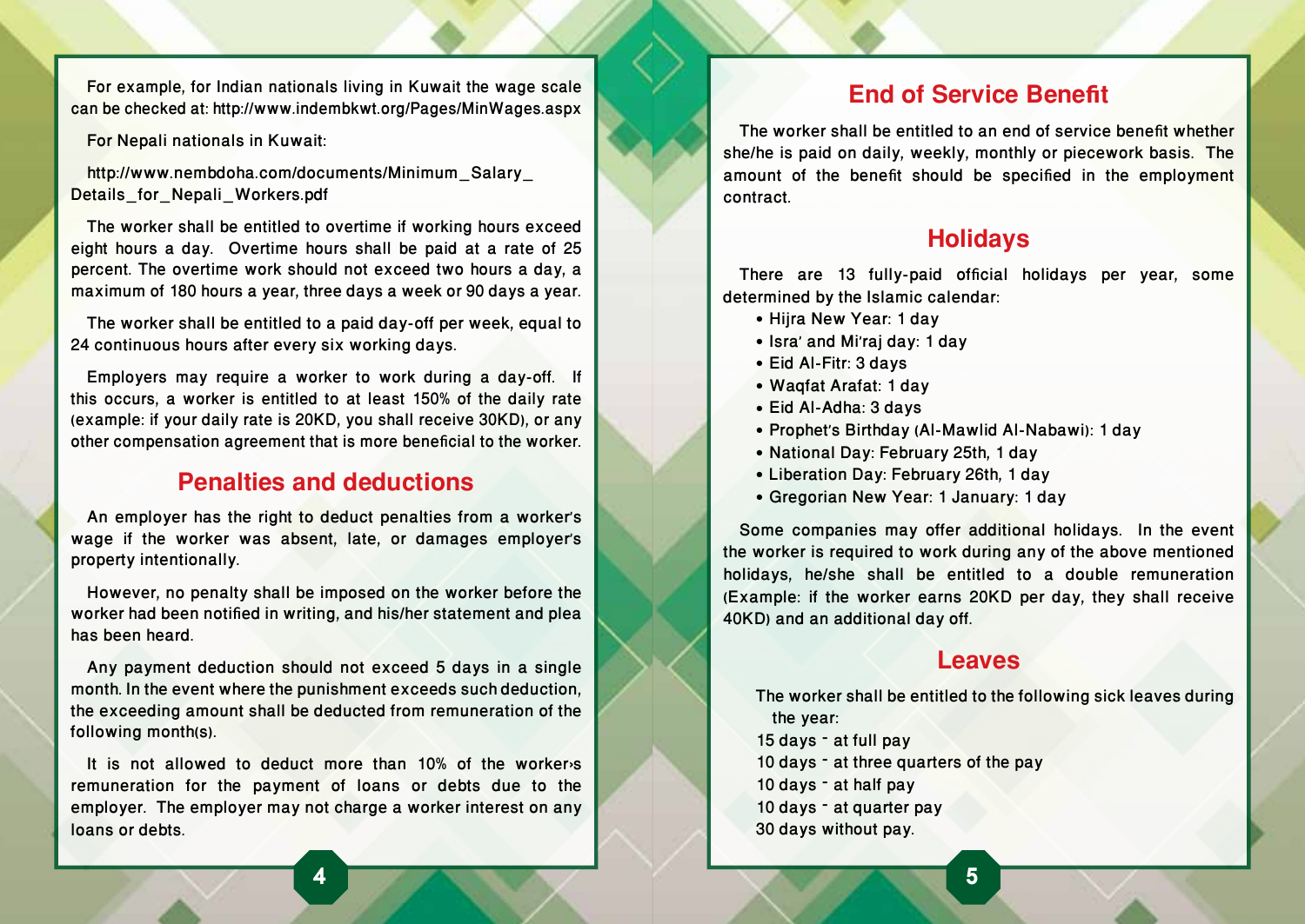For example, for Indian nationals living in Kuwait the wage scale can be checked at: http://www.indembkwt.org/Pages/MinWages.aspx

For Nepali nationals in Kuwait:

http://www.nembdoha.com/documents/Minimum_Salary_Details_for_Nepali_Workers.pdf

The worker shall be entitled to overtime if working hours exceed eight hours a day. Overtime hours shall be paid at a rate of 25 percent. The overtime work should not exceed two hours a day, a maximum of 180 hours a year, three days a week or 90 days a year.

The worker shall be entitled to a paid day-off per week, equal to 24 continuous hours after every six working days.

Employers may require a worker to work during a day-off. If this occurs, a worker is entitled to at least 150% of the daily rate (example: if your daily rate is 20KD, you shall receive 30KD), or any other compensation agreement that is more beneficial to the worker.

## Penalties and deductions

An employer has the right to deduct penalties from a worker's wage if the worker was absent, late, or damages employer's property intentionally.

However, no penalty shall be imposed on the worker before the worker had been notified in writing, and his/her statement and plea has been heard.

Any payment deduction should not exceed 5 days in a single month. In the event where the punishment exceeds such deduction, the exceeding amount shall be deducted from remuneration of the following month(s).

It is not allowed to deduct more than 10% of the worker›s remuneration for the payment of loans or debts due to the employer. The employer may not charge a worker interest on any loans or debts.

## End of Service Benefit

The worker shall be entitled to an end of service benefit whether she/he is paid on daily, weekly, monthly or piecework basis. The amount of the benefit should be specified in the employment contract.

## Holidays

There are 13 fully-paid official holidays per year, some determined by the Islamic calendar:

- Hijra New Year: 1 day
- Isra' and Mi'raj day: 1 day
- Eid Al-Fitr: 3 days
- Waqfat Arafat: 1 day
- Eid Al-Adha: 3 days
- Prophet's Birthday (Al-Mawlid Al-Nabawi): 1 day
- National Day: February 25th, 1 day
- Liberation Day: February 26th, 1 day
- Gregorian New Year: 1 January: 1 day

Some companies may offer additional holidays. In the event the worker is required to work during any of the above mentioned holidays, he/she shall be entitled to a double remuneration (Example: if the worker earns 20KD per day, they shall receive 40KD) and an additional day off.

## Leaves

The worker shall be entitled to the following sick leaves during the year:

15 days - at full pay
10 days - at three quarters of the pay
10 days - at half pay
10 days - at quarter pay
30 days without pay.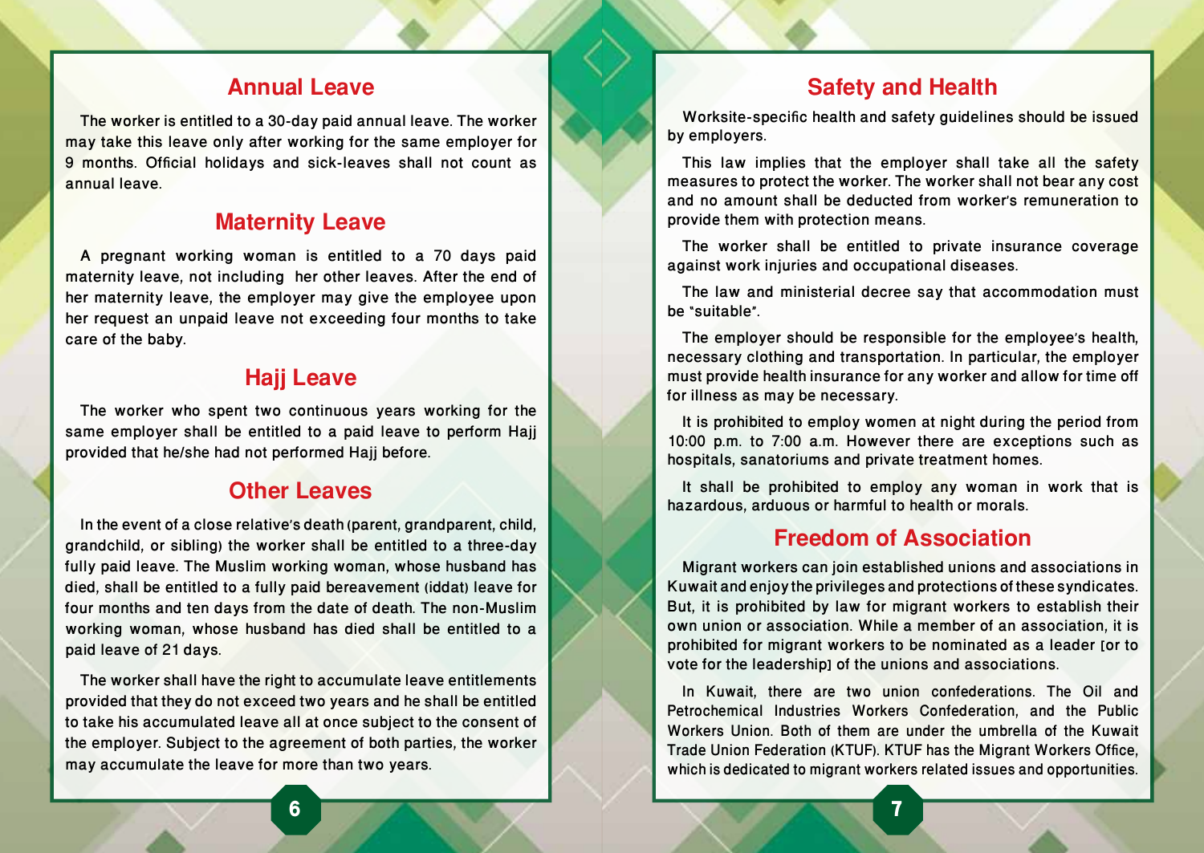## Annual Leave

The worker is entitled to a 30-day paid annual leave. The worker may take this leave only after working for the same employer for 9 months. Official holidays and sick-leaves shall not count as annual leave.

## Maternity Leave

A pregnant working woman is entitled to a 70 days paid maternity leave, not including her other leaves. After the end of her maternity leave, the employer may give the employee upon her request an unpaid leave not exceeding four months to take care of the baby.

## Hajj Leave

The worker who spent two continuous years working for the same employer shall be entitled to a paid leave to perform Hajj provided that he/she had not performed Hajj before.

## Other Leaves

In the event of a close relative's death (parent, grandparent, child, grandchild, or sibling) the worker shall be entitled to a three-day fully paid leave. The Muslim working woman, whose husband has died, shall be entitled to a fully paid bereavement (iddat) leave for four months and ten days from the date of death. The non-Muslim working woman, whose husband has died shall be entitled to a paid leave of 21 days.

The worker shall have the right to accumulate leave entitlements provided that they do not exceed two years and he shall be entitled to take his accumulated leave all at once subject to the consent of the employer. Subject to the agreement of both parties, the worker may accumulate the leave for more than two years.

## Safety and Health

Worksite-specific health and safety guidelines should be issued by employers.

This law implies that the employer shall take all the safety measures to protect the worker. The worker shall not bear any cost and no amount shall be deducted from worker's remuneration to provide them with protection means.

The worker shall be entitled to private insurance coverage against work injuries and occupational diseases.

The law and ministerial decree say that accommodation must be "suitable".

The employer should be responsible for the employee's health, necessary clothing and transportation. In particular, the employer must provide health insurance for any worker and allow for time off for illness as may be necessary.

It is prohibited to employ women at night during the period from 10:00 p.m. to 7:00 a.m. However there are exceptions such as hospitals, sanatoriums and private treatment homes.

It shall be prohibited to employ any woman in work that is hazardous, arduous or harmful to health or morals.

## Freedom of Association

Migrant workers can join established unions and associations in Kuwait and enjoy the privileges and protections of these syndicates. But, it is prohibited by law for migrant workers to establish their own union or association. While a member of an association, it is prohibited for migrant workers to be nominated as a leader [or to vote for the leadership] of the unions and associations.

In Kuwait, there are two union confederations. The Oil and Petrochemical Industries Workers Confederation, and the Public Workers Union. Both of them are under the umbrella of the Kuwait Trade Union Federation (KTUF). KTUF has the Migrant Workers Office, which is dedicated to migrant workers related issues and opportunities.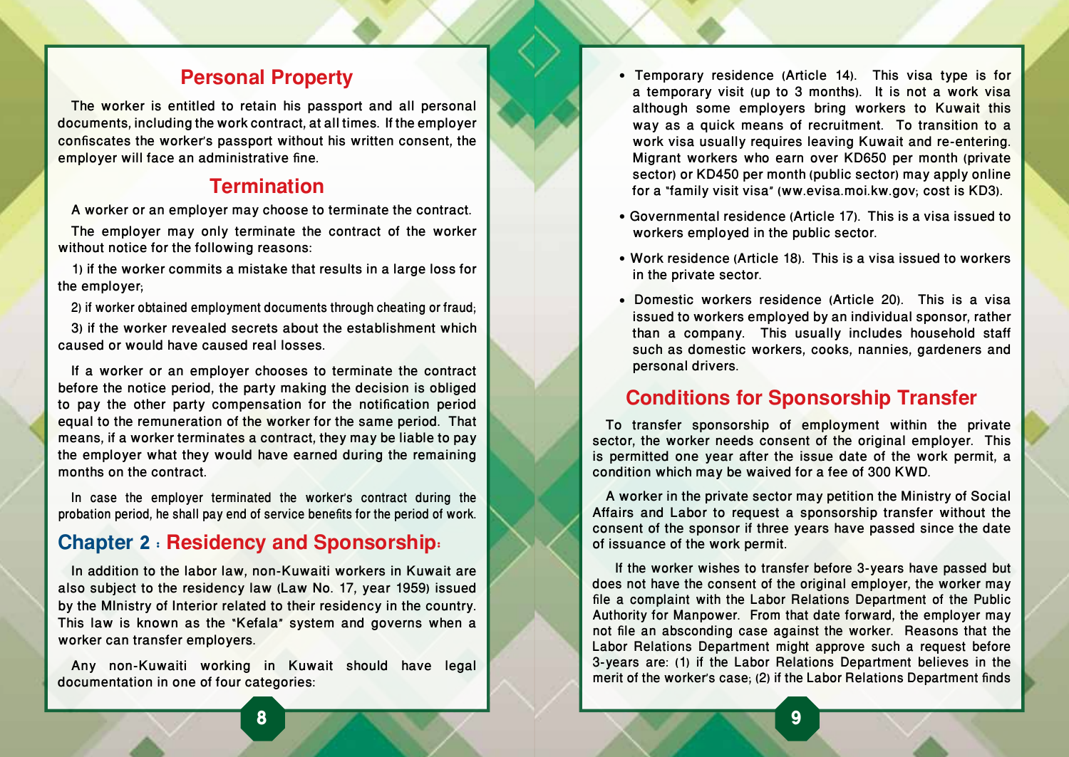## Personal Property

The worker is entitled to retain his passport and all personal documents, including the work contract, at all times. If the employer confiscates the worker's passport without his written consent, the employer will face an administrative fine.

## Termination

A worker or an employer may choose to terminate the contract.

The employer may only terminate the contract of the worker without notice for the following reasons:

1) if the worker commits a mistake that results in a large loss for the employer;

2) if worker obtained employment documents through cheating or fraud;

3) if the worker revealed secrets about the establishment which caused or would have caused real losses.

If a worker or an employer chooses to terminate the contract before the notice period, the party making the decision is obliged to pay the other party compensation for the notification period equal to the remuneration of the worker for the same period. That means, if a worker terminates a contract, they may be liable to pay the employer what they would have earned during the remaining months on the contract.

In case the employer terminated the worker's contract during the probation period, he shall pay end of service benefits for the period of work.

# Chapter 2 : Residency and Sponsorship:

In addition to the labor law, non-Kuwaiti workers in Kuwait are also subject to the residency law (Law No. 17, year 1959) issued by the MInistry of Interior related to their residency in the country. This law is known as the "Kefala" system and governs when a worker can transfer employers.

Any non-Kuwaiti working in Kuwait should have legal documentation in one of four categories:

- Temporary residence (Article 14). This visa type is for a temporary visit (up to 3 months). It is not a work visa although some employers bring workers to Kuwait this way as a quick means of recruitment. To transition to a work visa usually requires leaving Kuwait and re-entering. Migrant workers who earn over KD650 per month (private sector) or KD450 per month (public sector) may apply online for a "family visit visa" (ww.evisa.moi.kw.gov; cost is KD3).
- Governmental residence (Article 17). This is a visa issued to workers employed in the public sector.
- Work residence (Article 18). This is a visa issued to workers in the private sector.
- Domestic workers residence (Article 20). This is a visa issued to workers employed by an individual sponsor, rather than a company. This usually includes household staff such as domestic workers, cooks, nannies, gardeners and personal drivers.

## Conditions for Sponsorship Transfer

To transfer sponsorship of employment within the private sector, the worker needs consent of the original employer. This is permitted one year after the issue date of the work permit, a condition which may be waived for a fee of 300 KWD.

A worker in the private sector may petition the Ministry of Social Affairs and Labor to request a sponsorship transfer without the consent of the sponsor if three years have passed since the date of issuance of the work permit.

If the worker wishes to transfer before 3-years have passed but does not have the consent of the original employer, the worker may file a complaint with the Labor Relations Department of the Public Authority for Manpower. From that date forward, the employer may not file an absconding case against the worker. Reasons that the Labor Relations Department might approve such a request before 3-years are: (1) if the Labor Relations Department believes in the merit of the worker's case; (2) if the Labor Relations Department finds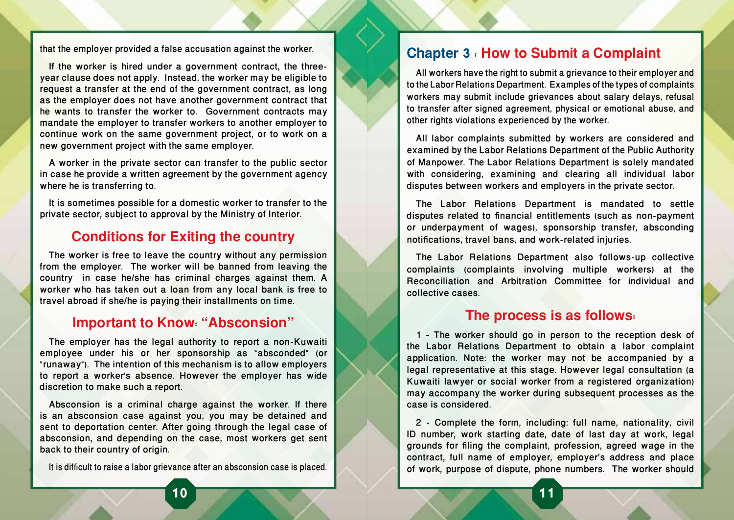that the employer provided a false accusation against the worker.

If the worker is hired under a government contract, the three-year clause does not apply. Instead, the worker may be eligible to request a transfer at the end of the government contract, as long as the employer does not have another government contract that he wants to transfer the worker to. Government contracts may mandate the employer to transfer workers to another employer to continue work on the same government project, or to work on a new government project with the same employer.

A worker in the private sector can transfer to the public sector in case he provide a written agreement by the government agency where he is transferring to.

It is sometimes possible for a domestic worker to transfer to the private sector, subject to approval by the Ministry of Interior.

## Conditions for Exiting the country

The worker is free to leave the country without any permission from the employer. The worker will be banned from leaving the country in case he/she has criminal charges against them. A worker who has taken out a loan from any local bank is free to travel abroad if she/he is paying their installments on time.

## Important to Know: "Absconsion"

The employer has the legal authority to report a non-Kuwaiti employee under his or her sponsorship as "absconded" (or "runaway"). The intention of this mechanism is to allow employers to report a worker's absence. However the employer has wide discretion to make such a report.

Absconsion is a criminal charge against the worker. If there is an absconsion case against you, you may be detained and sent to deportation center. After going through the legal case of absconsion, and depending on the case, most workers get sent back to their country of origin.

It is difficult to raise a labor grievance after an absconsion case is placed.

# Chapter 3 : How to Submit a Complaint

All workers have the right to submit a grievance to their employer and to the Labor Relations Department. Examples of the types of complaints workers may submit include grievances about salary delays, refusal to transfer after signed agreement, physical or emotional abuse, and other rights violations experienced by the worker.

All labor complaints submitted by workers are considered and examined by the Labor Relations Department of the Public Authority of Manpower. The Labor Relations Department is solely mandated with considering, examining and clearing all individual labor disputes between workers and employers in the private sector.

The Labor Relations Department is mandated to settle disputes related to financial entitlements (such as non-payment or underpayment of wages), sponsorship transfer, absconding notifications, travel bans, and work-related injuries.

The Labor Relations Department also follows-up collective complaints (complaints involving multiple workers) at the Reconciliation and Arbitration Committee for individual and collective cases.

## The process is as follows:

1 - The worker should go in person to the reception desk of the Labor Relations Department to obtain a labor complaint application. Note: the worker may not be accompanied by a legal representative at this stage. However legal consultation (a Kuwaiti lawyer or social worker from a registered organization) may accompany the worker during subsequent processes as the case is considered.

2 - Complete the form, including: full name, nationality, civil ID number, work starting date, date of last day at work, legal grounds for filing the complaint, profession, agreed wage in the contract, full name of employer, employer's address and place of work, purpose of dispute, phone numbers. The worker should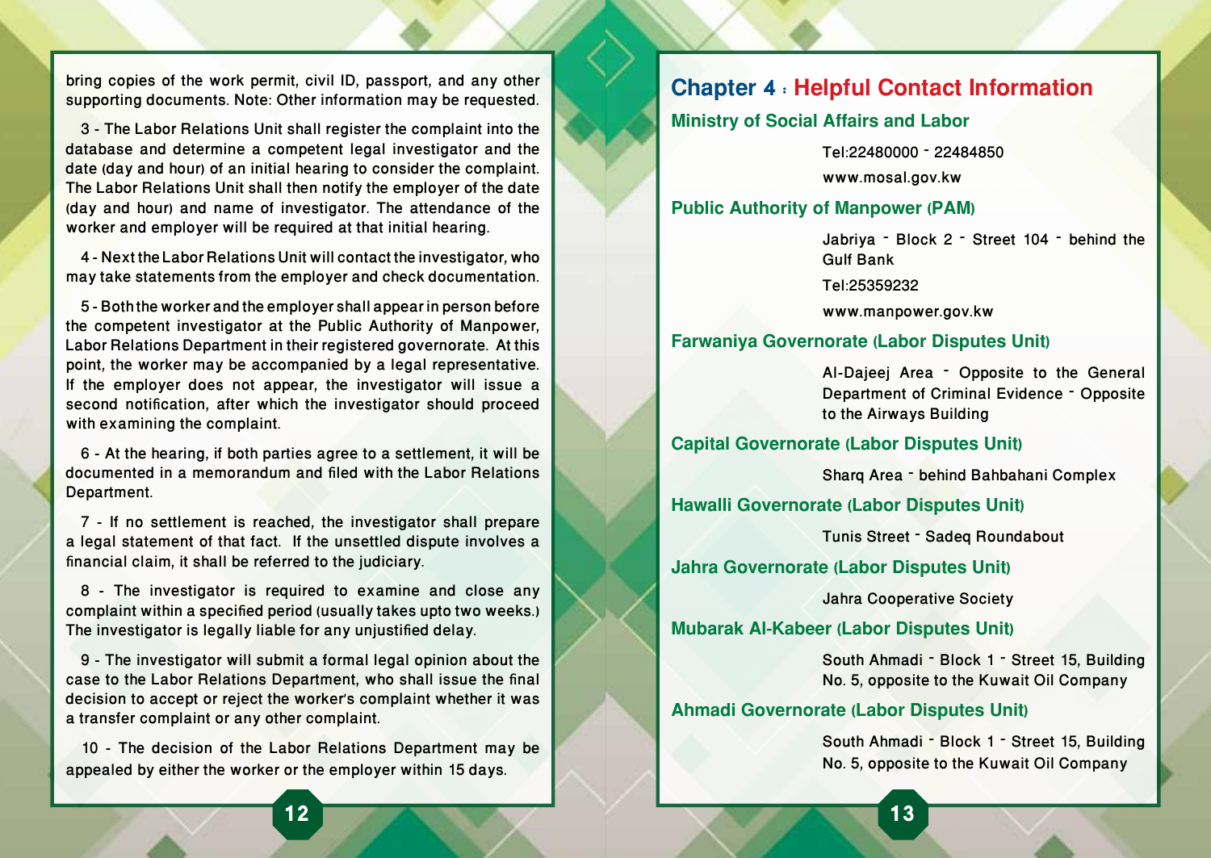bring copies of the work permit, civil ID, passport, and any other supporting documents. Note: Other information may be requested.

3 - The Labor Relations Unit shall register the complaint into the database and determine a competent legal investigator and the date (day and hour) of an initial hearing to consider the complaint. The Labor Relations Unit shall then notify the employer of the date (day and hour) and name of investigator. The attendance of the worker and employer will be required at that initial hearing.

4 - Next the Labor Relations Unit will contact the investigator, who may take statements from the employer and check documentation.

5 - Both the worker and the employer shall appear in person before the competent investigator at the Public Authority of Manpower, Labor Relations Department in their registered governorate. At this point, the worker may be accompanied by a legal representative. If the employer does not appear, the investigator will issue a second notification, after which the investigator should proceed with examining the complaint.

6 - At the hearing, if both parties agree to a settlement, it will be documented in a memorandum and filed with the Labor Relations Department.

7 - If no settlement is reached, the investigator shall prepare a legal statement of that fact. If the unsettled dispute involves a financial claim, it shall be referred to the judiciary.

8 - The investigator is required to examine and close any complaint within a specified period (usually takes upto two weeks.) The investigator is legally liable for any unjustified delay.

9 - The investigator will submit a formal legal opinion about the case to the Labor Relations Department, who shall issue the final decision to accept or reject the worker's complaint whether it was a transfer complaint or any other complaint.

10 - The decision of the Labor Relations Department may be appealed by either the worker or the employer within 15 days.

# Chapter 4 : Helpful Contact Information

## Ministry of Social Affairs and Labor

Tel:22480000 - 22484850

www.mosal.gov.kw

## Public Authority of Manpower (PAM)

Jabriya - Block 2 - Street 104 - behind the Gulf Bank

Tel:25359232

www.manpower.gov.kw

## Farwaniya Governorate (Labor Disputes Unit)

Al-Dajeej Area - Opposite to the General Department of Criminal Evidence - Opposite to the Airways Building

## Capital Governorate (Labor Disputes Unit)

Sharq Area - behind Bahbahani Complex

## Hawalli Governorate (Labor Disputes Unit)

Tunis Street - Sadeq Roundabout

## Jahra Governorate (Labor Disputes Unit)

Jahra Cooperative Society

## Mubarak Al-Kabeer (Labor Disputes Unit)

South Ahmadi - Block 1 - Street 15, Building No. 5, opposite to the Kuwait Oil Company

## Ahmadi Governorate (Labor Disputes Unit)

South Ahmadi - Block 1 - Street 15, Building No. 5, opposite to the Kuwait Oil Company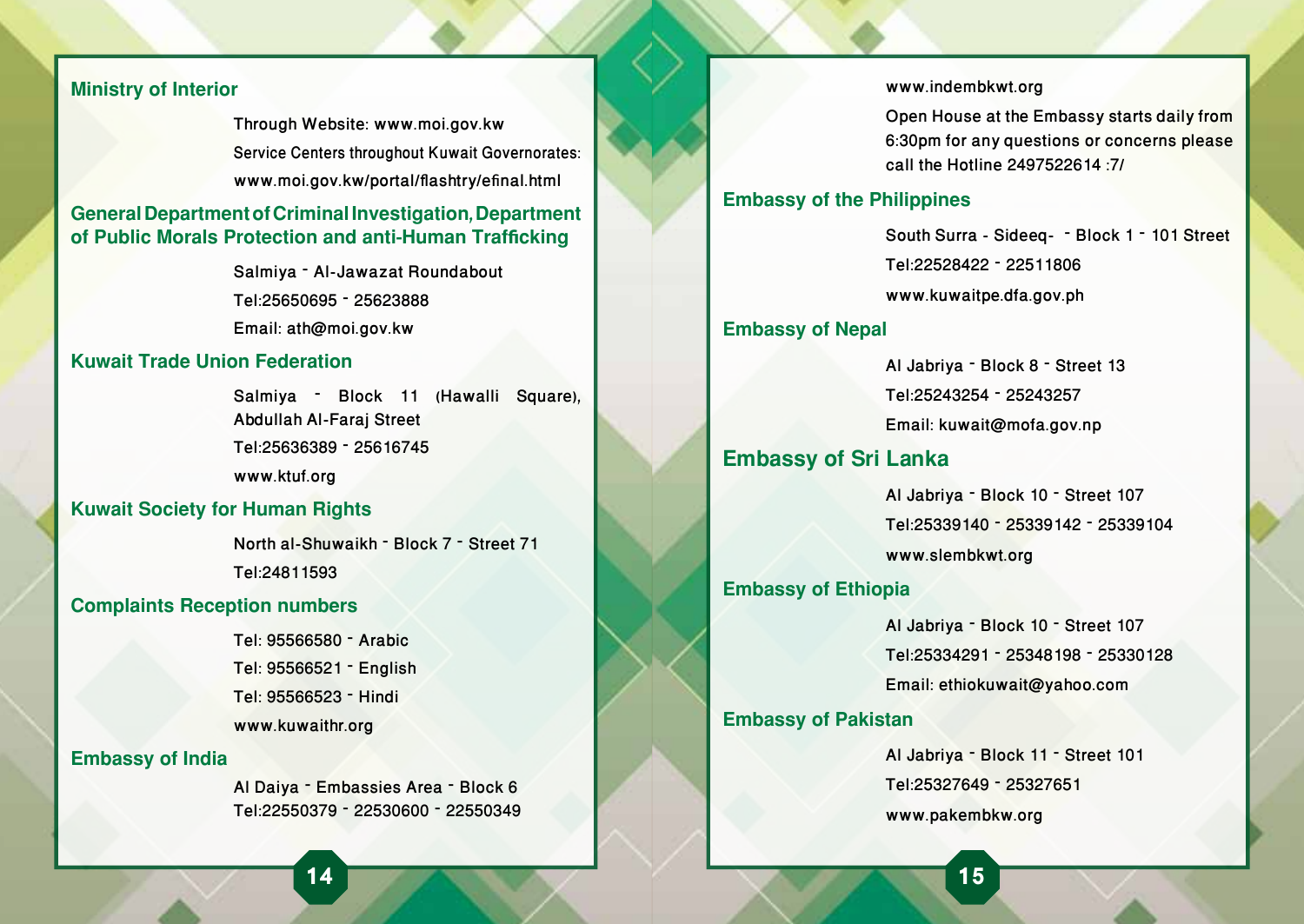### Ministry of Interior

Through Website: www.moi.gov.kw

Service Centers throughout Kuwait Governorates:

www.moi.gov.kw/portal/flashtry/efinal.html

### General Department of Criminal Investigation, Department of Public Morals Protection and anti-Human Trafficking

Salmiya - Al-Jawazat Roundabout

Tel:25650695 - 25623888

Email: ath@moi.gov.kw

### Kuwait Trade Union Federation

Salmiya - Block 11 (Hawalli Square), Abdullah Al-Faraj Street

Tel:25636389 - 25616745

www.ktuf.org

### Kuwait Society for Human Rights

North al-Shuwaikh - Block 7 - Street 71

Tel:24811593

### Complaints Reception numbers

Tel: 95566580 - Arabic

Tel: 95566521 - English

Tel: 95566523 - Hindi

www.kuwaithr.org

### Embassy of India

Al Daiya - Embassies Area - Block 6

Tel:22550379 - 22530600 - 22550349

www.indembkwt.org

Open House at the Embassy starts daily from 6:30pm for any questions or concerns please call the Hotline 2497522614 :7/

### Embassy of the Philippines

South Surra - Sideeq- - Block 1 - 101 Street

Tel:22528422 - 22511806

www.kuwaitpe.dfa.gov.ph

### Embassy of Nepal

Al Jabriya - Block 8 - Street 13

Tel:25243254 - 25243257

Email: kuwait@mofa.gov.np

### Embassy of Sri Lanka

Al Jabriya - Block 10 - Street 107

Tel:25339140 - 25339142 - 25339104

www.slembkwt.org

### Embassy of Ethiopia

Al Jabriya - Block 10 - Street 107

Tel:25334291 - 25348198 - 25330128

Email: ethiokuwait@yahoo.com

### Embassy of Pakistan

Al Jabriya - Block 11 - Street 101

Tel:25327649 - 25327651

www.pakembkw.org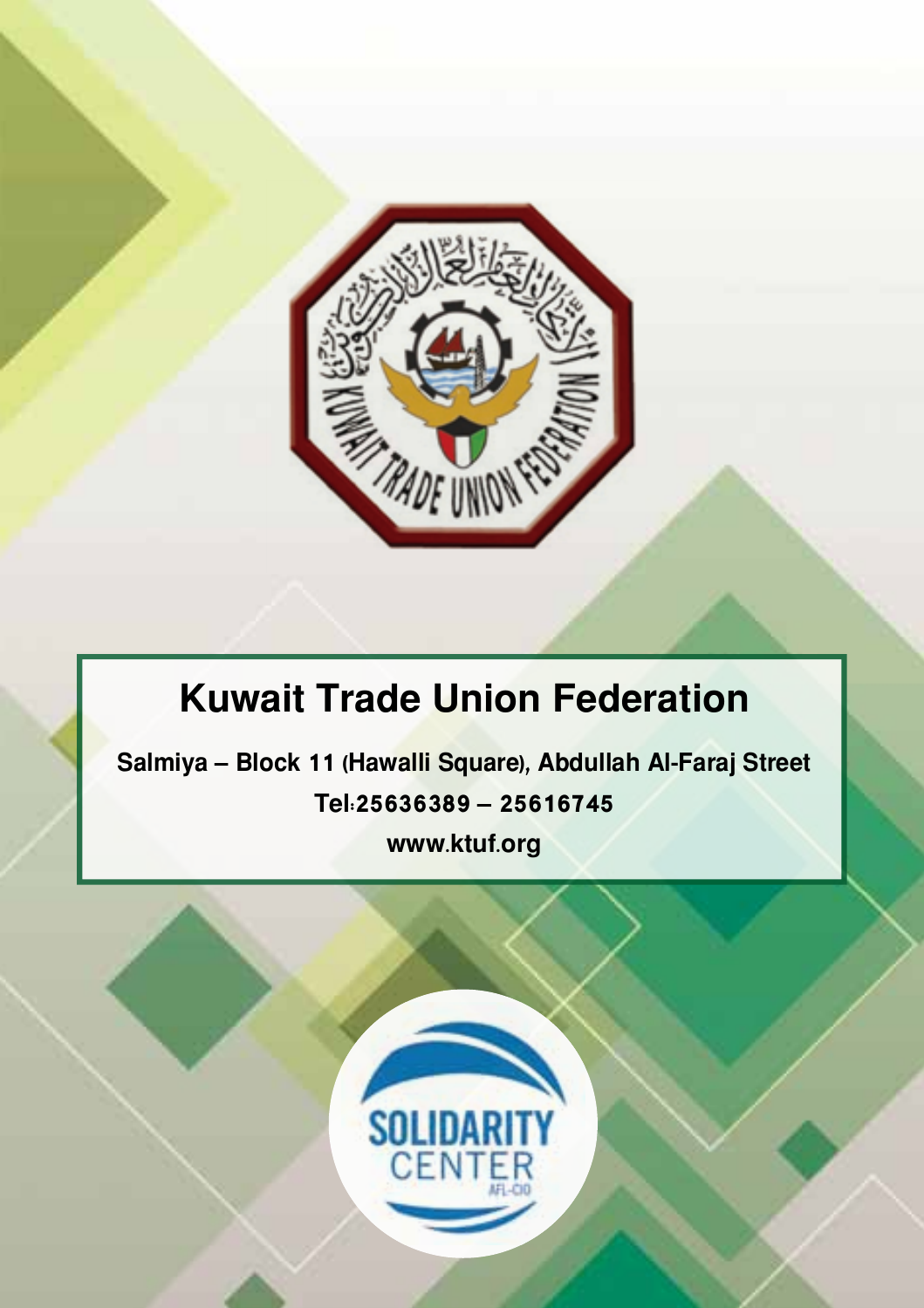# Kuwait Trade Union Federation

**Salmiya – Block 11 (Hawalli Square), Abdullah Al-Faraj Street**

**Tel:25636389 – 25616745**

**www.ktuf.org**